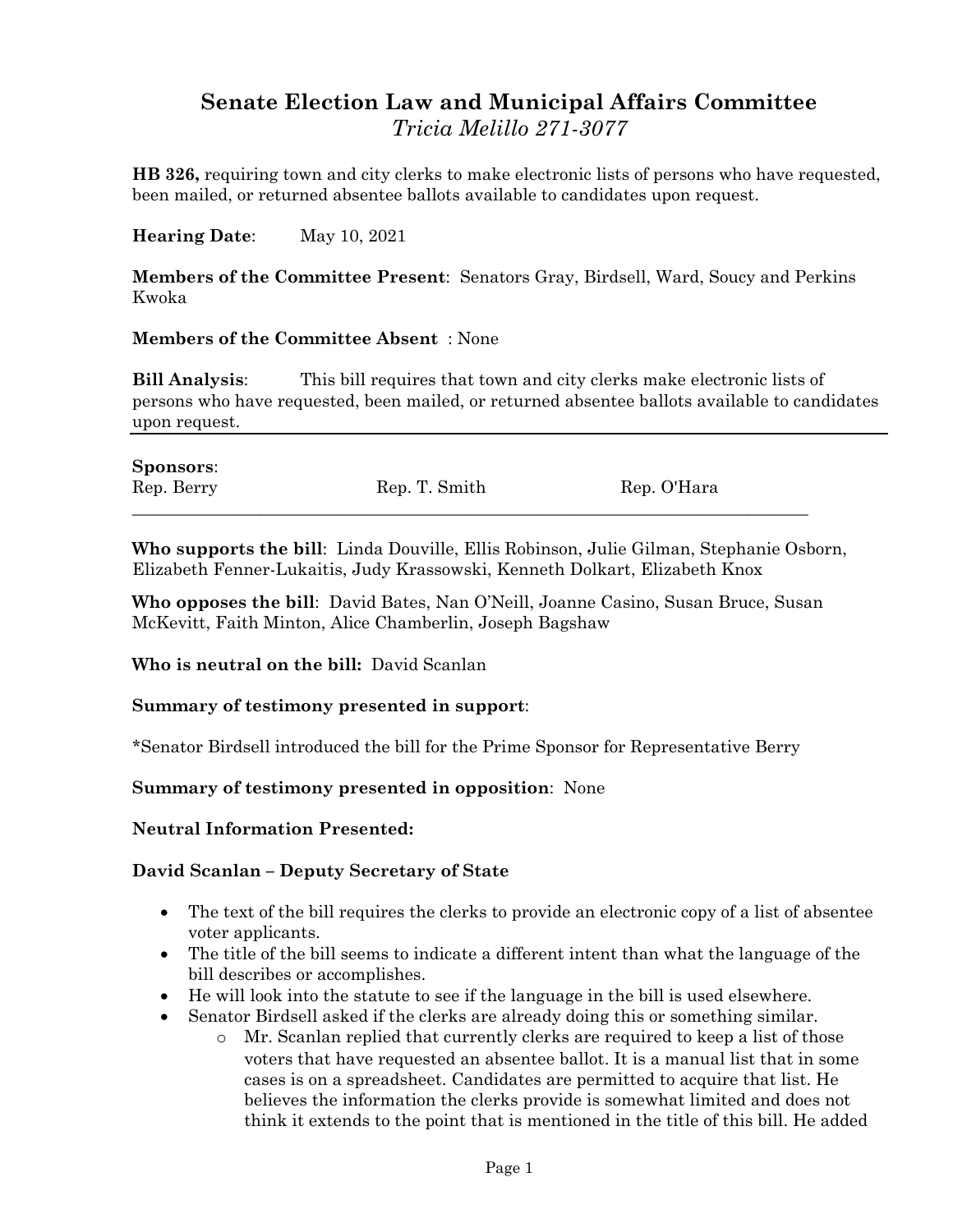# Senate Election Law and Municipal Affairs Committee

*Tricia Melillo 271-3077*

**HB 326,** requiring town and city clerks to make electronic lists of persons who have requested, been mailed, or returned absentee ballots available to candidates upon request.

**Hearing Date**: May 10, 2021

**Members of the Committee Present**: Senators Gray, Birdsell, Ward, Soucy and Perkins Kwoka

**Members of the Committee Absent** : None

**Bill Analysis**: This bill requires that town and city clerks make electronic lists of persons who have requested, been mailed, or returned absentee ballots available to candidates upon request.

---

**Sponsors**:

| Rep. Berry | Rep. T. Smith | Rep. O'Hara |
|---|---|---|

---

**Who supports the bill**: Linda Douville, Ellis Robinson, Julie Gilman, Stephanie Osborn, Elizabeth Fenner-Lukaitis, Judy Krassowski, Kenneth Dolkart, Elizabeth Knox

**Who opposes the bill**: David Bates, Nan O'Neill, Joanne Casino, Susan Bruce, Susan McKevitt, Faith Minton, Alice Chamberlin, Joseph Bagshaw

**Who is neutral on the bill:** David Scanlan

**Summary of testimony presented in support**:

*Senator Birdsell introduced the bill for the Prime Sponsor for Representative Berry

**Summary of testimony presented in opposition**: None

**Neutral Information Presented:**

**David Scanlan – Deputy Secretary of State**

- The text of the bill requires the clerks to provide an electronic copy of a list of absentee voter applicants.
- The title of the bill seems to indicate a different intent than what the language of the bill describes or accomplishes.
- He will look into the statute to see if the language in the bill is used elsewhere.
- Senator Birdsell asked if the clerks are already doing this or something similar.
  - Mr. Scanlan replied that currently clerks are required to keep a list of those voters that have requested an absentee ballot. It is a manual list that in some cases is on a spreadsheet. Candidates are permitted to acquire that list. He believes the information the clerks provide is somewhat limited and does not think it extends to the point that is mentioned in the title of this bill. He added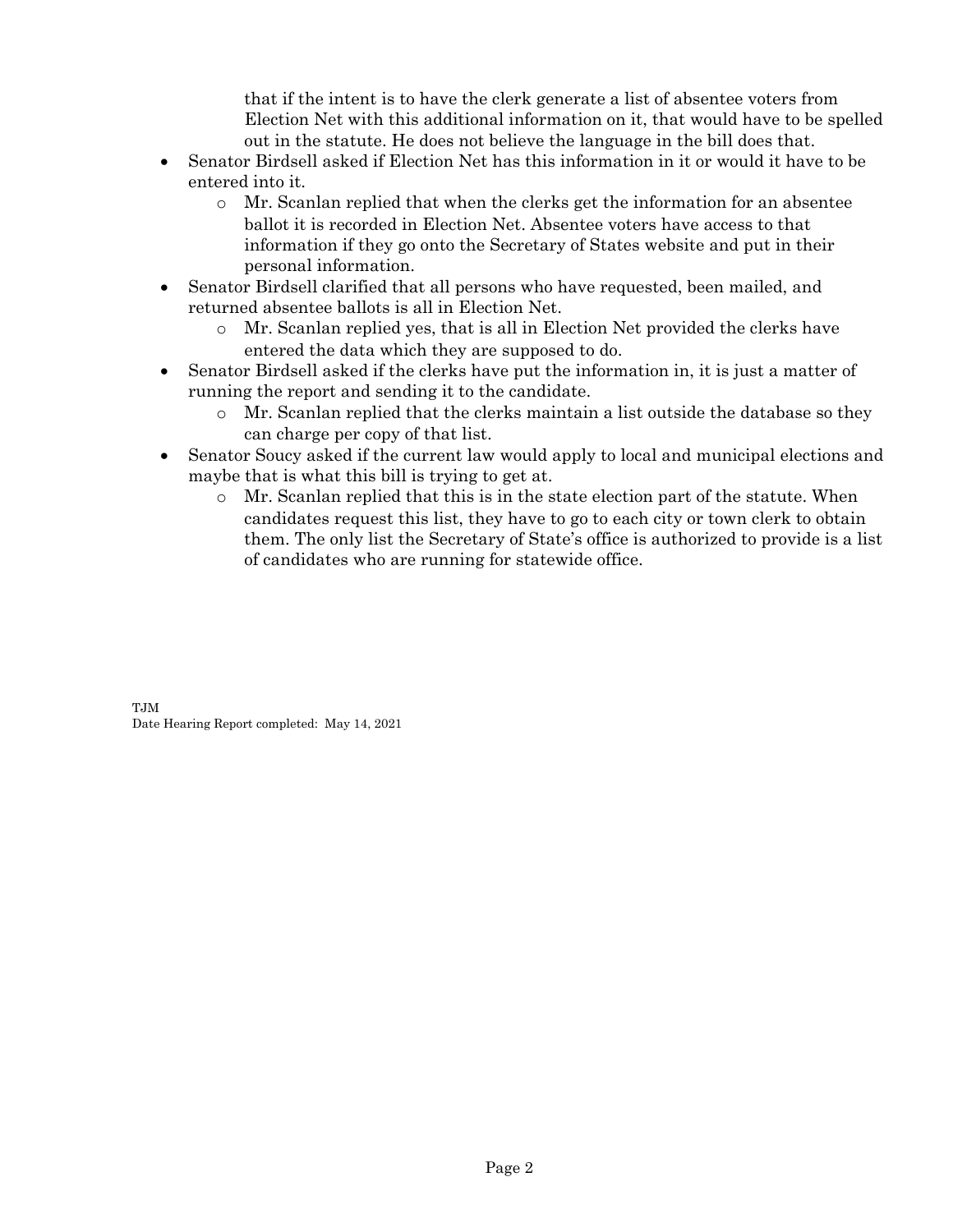that if the intent is to have the clerk generate a list of absentee voters from Election Net with this additional information on it, that would have to be spelled out in the statute. He does not believe the language in the bill does that.

- Senator Birdsell asked if Election Net has this information in it or would it have to be entered into it.
    - Mr. Scanlan replied that when the clerks get the information for an absentee ballot it is recorded in Election Net. Absentee voters have access to that information if they go onto the Secretary of States website and put in their personal information.
- Senator Birdsell clarified that all persons who have requested, been mailed, and returned absentee ballots is all in Election Net.
    - Mr. Scanlan replied yes, that is all in Election Net provided the clerks have entered the data which they are supposed to do.
- Senator Birdsell asked if the clerks have put the information in, it is just a matter of running the report and sending it to the candidate.
    - Mr. Scanlan replied that the clerks maintain a list outside the database so they can charge per copy of that list.
- Senator Soucy asked if the current law would apply to local and municipal elections and maybe that is what this bill is trying to get at.
    - Mr. Scanlan replied that this is in the state election part of the statute. When candidates request this list, they have to go to each city or town clerk to obtain them. The only list the Secretary of State's office is authorized to provide is a list of candidates who are running for statewide office.

TJM
Date Hearing Report completed: May 14, 2021